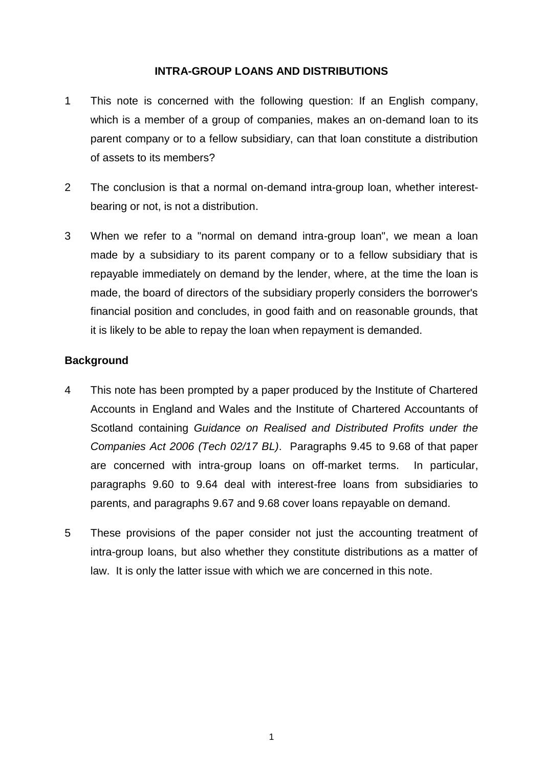# INTRA-GROUP LOANS AND DISTRIBUTIONS

1 This note is concerned with the following question: If an English company, which is a member of a group of companies, makes an on-demand loan to its parent company or to a fellow subsidiary, can that loan constitute a distribution of assets to its members?

2 The conclusion is that a normal on-demand intra-group loan, whether interest-bearing or not, is not a distribution.

3 When we refer to a "normal on demand intra-group loan", we mean a loan made by a subsidiary to its parent company or to a fellow subsidiary that is repayable immediately on demand by the lender, where, at the time the loan is made, the board of directors of the subsidiary properly considers the borrower's financial position and concludes, in good faith and on reasonable grounds, that it is likely to be able to repay the loan when repayment is demanded.

## Background

4 This note has been prompted by a paper produced by the Institute of Chartered Accounts in England and Wales and the Institute of Chartered Accountants of Scotland containing *Guidance on Realised and Distributed Profits under the Companies Act 2006 (Tech 02/17 BL)*. Paragraphs 9.45 to 9.68 of that paper are concerned with intra-group loans on off-market terms. In particular, paragraphs 9.60 to 9.64 deal with interest-free loans from subsidiaries to parents, and paragraphs 9.67 and 9.68 cover loans repayable on demand.

5 These provisions of the paper consider not just the accounting treatment of intra-group loans, but also whether they constitute distributions as a matter of law. It is only the latter issue with which we are concerned in this note.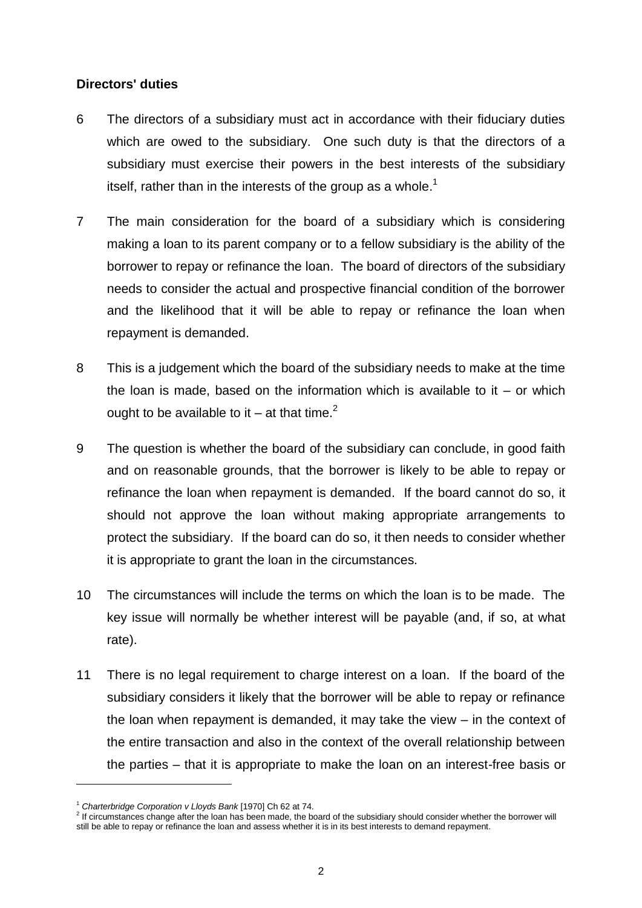**Directors' duties**

6 The directors of a subsidiary must act in accordance with their fiduciary duties which are owed to the subsidiary. One such duty is that the directors of a subsidiary must exercise their powers in the best interests of the subsidiary itself, rather than in the interests of the group as a whole.[1]

7 The main consideration for the board of a subsidiary which is considering making a loan to its parent company or to a fellow subsidiary is the ability of the borrower to repay or refinance the loan. The board of directors of the subsidiary needs to consider the actual and prospective financial condition of the borrower and the likelihood that it will be able to repay or refinance the loan when repayment is demanded.

8 This is a judgement which the board of the subsidiary needs to make at the time the loan is made, based on the information which is available to it – or which ought to be available to it – at that time.[2]

9 The question is whether the board of the subsidiary can conclude, in good faith and on reasonable grounds, that the borrower is likely to be able to repay or refinance the loan when repayment is demanded. If the board cannot do so, it should not approve the loan without making appropriate arrangements to protect the subsidiary. If the board can do so, it then needs to consider whether it is appropriate to grant the loan in the circumstances.

10 The circumstances will include the terms on which the loan is to be made. The key issue will normally be whether interest will be payable (and, if so, at what rate).

11 There is no legal requirement to charge interest on a loan. If the board of the subsidiary considers it likely that the borrower will be able to repay or refinance the loan when repayment is demanded, it may take the view – in the context of the entire transaction and also in the context of the overall relationship between the parties – that it is appropriate to make the loan on an interest-free basis or

---

[1] *Charterbridge Corporation v Lloyds Bank* [1970] Ch 62 at 74.

[2] If circumstances change after the loan has been made, the board of the subsidiary should consider whether the borrower will still be able to repay or refinance the loan and assess whether it is in its best interests to demand repayment.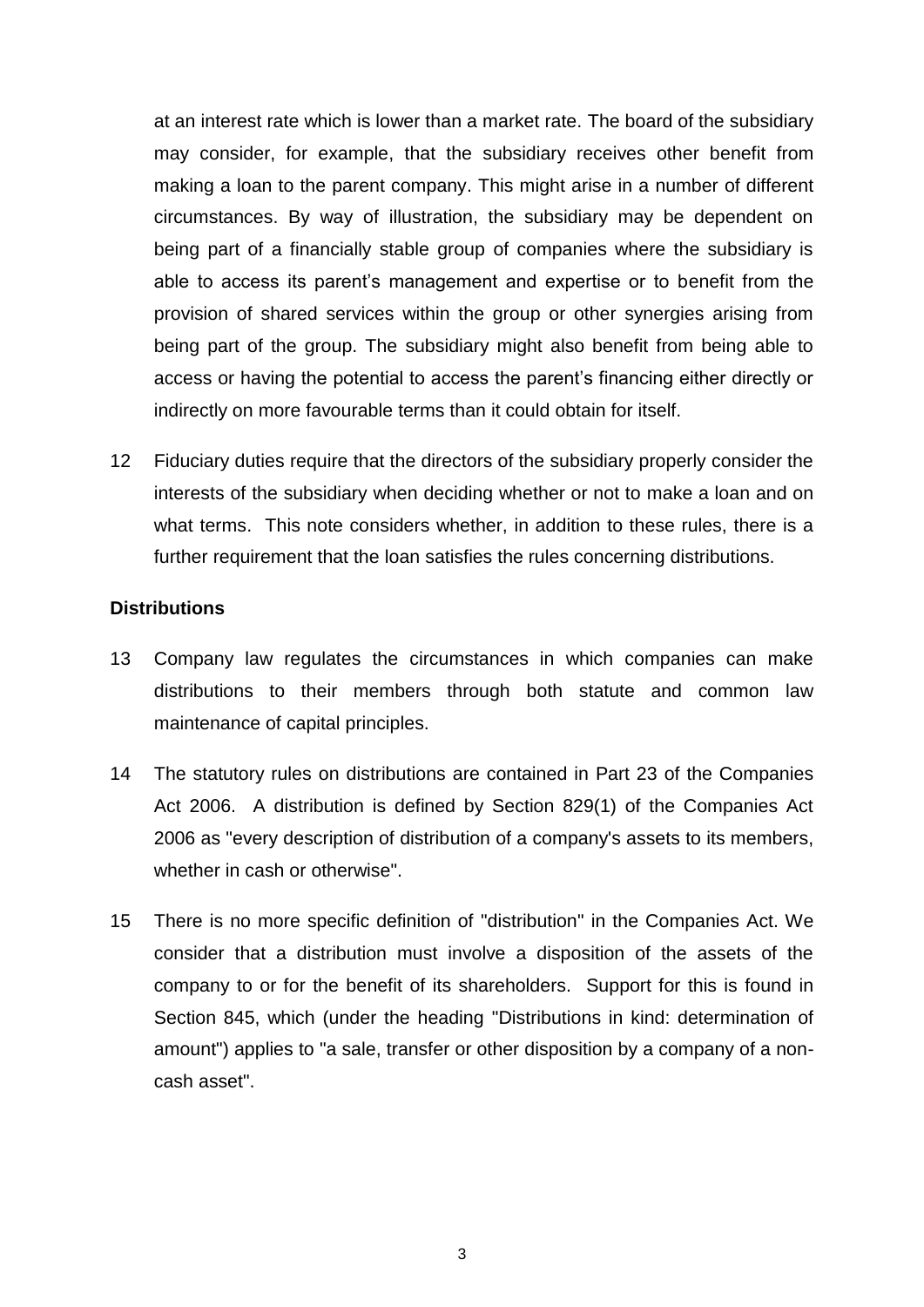at an interest rate which is lower than a market rate. The board of the subsidiary may consider, for example, that the subsidiary receives other benefit from making a loan to the parent company. This might arise in a number of different circumstances. By way of illustration, the subsidiary may be dependent on being part of a financially stable group of companies where the subsidiary is able to access its parent's management and expertise or to benefit from the provision of shared services within the group or other synergies arising from being part of the group. The subsidiary might also benefit from being able to access or having the potential to access the parent's financing either directly or indirectly on more favourable terms than it could obtain for itself.

12 Fiduciary duties require that the directors of the subsidiary properly consider the interests of the subsidiary when deciding whether or not to make a loan and on what terms. This note considers whether, in addition to these rules, there is a further requirement that the loan satisfies the rules concerning distributions.

**Distributions**

13 Company law regulates the circumstances in which companies can make distributions to their members through both statute and common law maintenance of capital principles.

14 The statutory rules on distributions are contained in Part 23 of the Companies Act 2006. A distribution is defined by Section 829(1) of the Companies Act 2006 as "every description of distribution of a company's assets to its members, whether in cash or otherwise".

15 There is no more specific definition of "distribution" in the Companies Act. We consider that a distribution must involve a disposition of the assets of the company to or for the benefit of its shareholders. Support for this is found in Section 845, which (under the heading "Distributions in kind: determination of amount") applies to "a sale, transfer or other disposition by a company of a non-cash asset".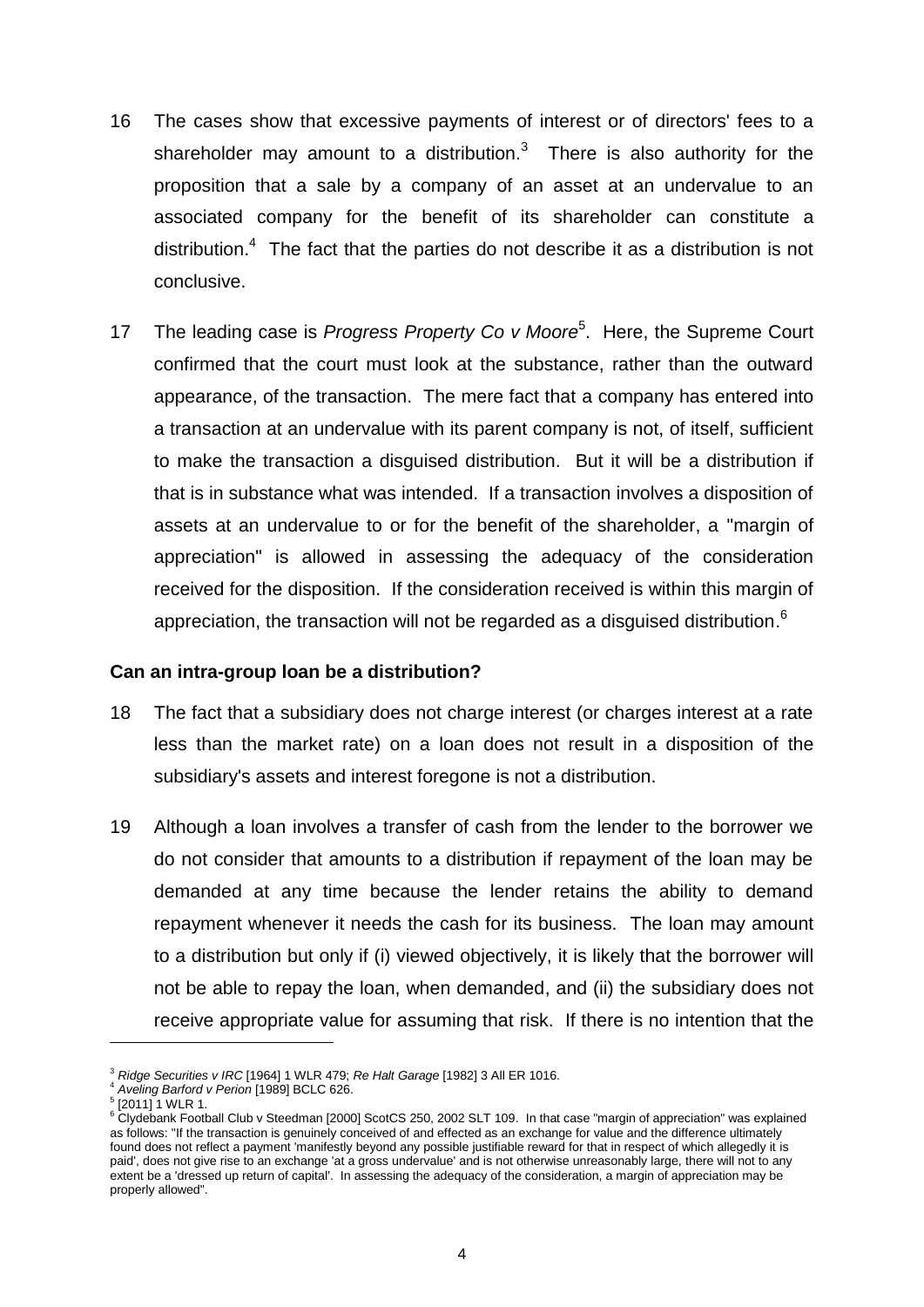16 The cases show that excessive payments of interest or of directors' fees to a shareholder may amount to a distribution.[3] There is also authority for the proposition that a sale by a company of an asset at an undervalue to an associated company for the benefit of its shareholder can constitute a distribution.[4] The fact that the parties do not describe it as a distribution is not conclusive.

17 The leading case is *Progress Property Co v Moore*[5]. Here, the Supreme Court confirmed that the court must look at the substance, rather than the outward appearance, of the transaction. The mere fact that a company has entered into a transaction at an undervalue with its parent company is not, of itself, sufficient to make the transaction a disguised distribution. But it will be a distribution if that is in substance what was intended. If a transaction involves a disposition of assets at an undervalue to or for the benefit of the shareholder, a "margin of appreciation" is allowed in assessing the adequacy of the consideration received for the disposition. If the consideration received is within this margin of appreciation, the transaction will not be regarded as a disguised distribution.[6]

**Can an intra-group loan be a distribution?**

18 The fact that a subsidiary does not charge interest (or charges interest at a rate less than the market rate) on a loan does not result in a disposition of the subsidiary's assets and interest foregone is not a distribution.

19 Although a loan involves a transfer of cash from the lender to the borrower we do not consider that amounts to a distribution if repayment of the loan may be demanded at any time because the lender retains the ability to demand repayment whenever it needs the cash for its business. The loan may amount to a distribution but only if (i) viewed objectively, it is likely that the borrower will not be able to repay the loan, when demanded, and (ii) the subsidiary does not receive appropriate value for assuming that risk. If there is no intention that the

---

[3] *Ridge Securities v IRC* [1964] 1 WLR 479; *Re Halt Garage* [1982] 3 All ER 1016.

[4] *Aveling Barford v Perion* [1989] BCLC 626.

[5] [2011] 1 WLR 1.

[6] Clydebank Football Club v Steedman [2000] ScotCS 250, 2002 SLT 109. In that case "margin of appreciation" was explained as follows: "If the transaction is genuinely conceived of and effected as an exchange for value and the difference ultimately found does not reflect a payment 'manifestly beyond any possible justifiable reward for that in respect of which allegedly it is paid', does not give rise to an exchange 'at a gross undervalue' and is not otherwise unreasonably large, there will not to any extent be a 'dressed up return of capital'. In assessing the adequacy of the consideration, a margin of appreciation may be properly allowed".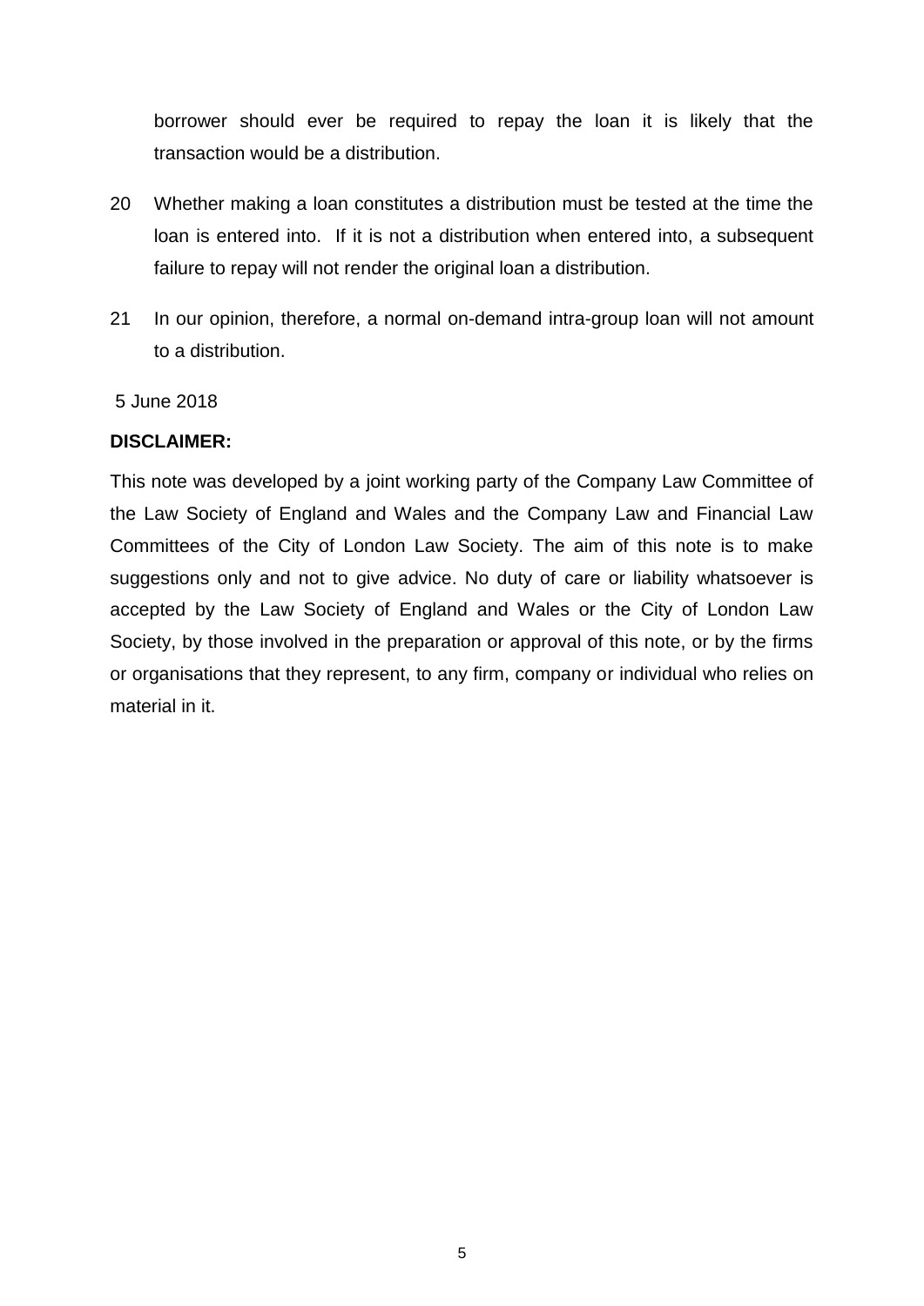borrower should ever be required to repay the loan it is likely that the transaction would be a distribution.

20 Whether making a loan constitutes a distribution must be tested at the time the loan is entered into. If it is not a distribution when entered into, a subsequent failure to repay will not render the original loan a distribution.

21 In our opinion, therefore, a normal on-demand intra-group loan will not amount to a distribution.

5 June 2018

**DISCLAIMER:**

This note was developed by a joint working party of the Company Law Committee of the Law Society of England and Wales and the Company Law and Financial Law Committees of the City of London Law Society. The aim of this note is to make suggestions only and not to give advice. No duty of care or liability whatsoever is accepted by the Law Society of England and Wales or the City of London Law Society, by those involved in the preparation or approval of this note, or by the firms or organisations that they represent, to any firm, company or individual who relies on material in it.